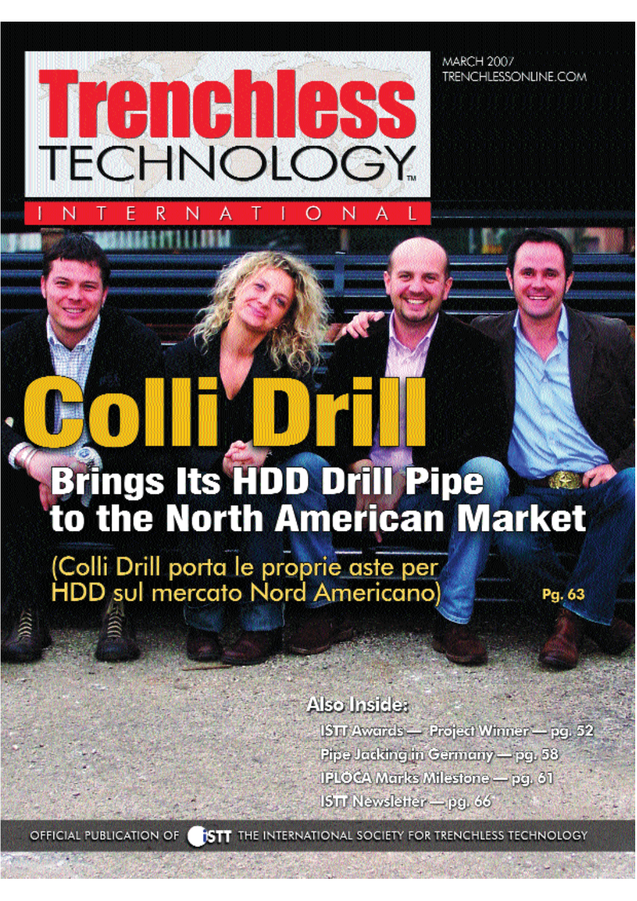# Trenchless TECHNOLOGY INTERNATIONAL

MARCH 2007
TRENCHLESSONLINE.COM

# Colli Drill

## Brings Its HDD Drill Pipe to the North American Market

(Colli Drill porta le proprie aste per HDD sul mercato Nord Americano)

Pg. 63

**Also Inside:**

- ISTT Awards — Project Winner — pg. 52
- Pipe Jacking in Germany — pg. 58
- IPLOCA Marks Milestone — pg. 61
- ISTT Newsletter — pg. 66

OFFICIAL PUBLICATION OF ISTT THE INTERNATIONAL SOCIETY FOR TRENCHLESS TECHNOLOGY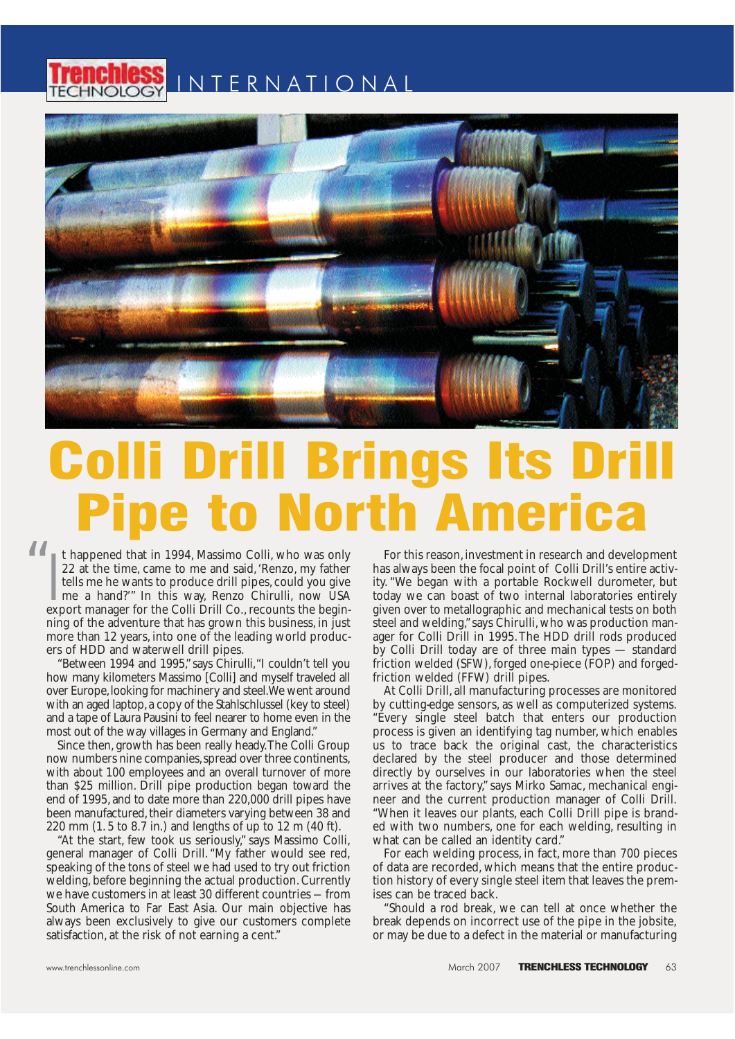# Colli Drill Brings Its Drill Pipe to North America

"It happened that in 1994, Massimo Colli, who was only 22 at the time, came to me and said, 'Renzo, my father tells me he wants to produce drill pipes, could you give me a hand?'" In this way, Renzo Chirulli, now USA export manager for the Colli Drill Co., recounts the beginning of the adventure that has grown this business, in just more than 12 years, into one of the leading world producers of HDD and waterwell drill pipes.

"Between 1994 and 1995," says Chirulli, "I couldn't tell you how many kilometers Massimo [Colli] and myself traveled all over Europe, looking for machinery and steel. We went around with an aged laptop, a copy of the Stahlschlussel (key to steel) and a tape of Laura Pausini to feel nearer to home even in the most out of the way villages in Germany and England."

Since then, growth has been really heady. The Colli Group now numbers nine companies, spread over three continents, with about 100 employees and an overall turnover of more than $25 million. Drill pipe production began toward the end of 1995, and to date more than 220,000 drill pipes have been manufactured, their diameters varying between 38 and 220 mm (1.5 to 8.7 in.) and lengths of up to 12 m (40 ft).

"At the start, few took us seriously," says Massimo Colli, general manager of Colli Drill. "My father would see red, speaking of the tons of steel we had used to try out friction welding, before beginning the actual production. Currently we have customers in at least 30 different countries – from South America to Far East Asia. Our main objective has always been exclusively to give our customers complete satisfaction, at the risk of not earning a cent."

For this reason, investment in research and development has always been the focal point of Colli Drill's entire activity. "We began with a portable Rockwell durometer, but today we can boast of two internal laboratories entirely given over to metallographic and mechanical tests on both steel and welding," says Chirulli, who was production manager for Colli Drill in 1995. The HDD drill rods produced by Colli Drill today are of three main types — standard friction welded (SFW), forged one-piece (FOP) and forged-friction welded (FFW) drill pipes.

At Colli Drill, all manufacturing processes are monitored by cutting-edge sensors, as well as computerized systems. "Every single steel batch that enters our production process is given an identifying tag number, which enables us to trace back the original cast, the characteristics declared by the steel producer and those determined directly by ourselves in our laboratories when the steel arrives at the factory," says Mirko Samac, mechanical engineer and the current production manager of Colli Drill. "When it leaves our plants, each Colli Drill pipe is branded with two numbers, one for each welding, resulting in what can be called an identity card."

For each welding process, in fact, more than 700 pieces of data are recorded, which means that the entire production history of every single steel item that leaves the premises can be traced back.

"Should a rod break, we can tell at once whether the break depends on incorrect use of the pipe in the jobsite, or may be due to a defect in the material or manufacturing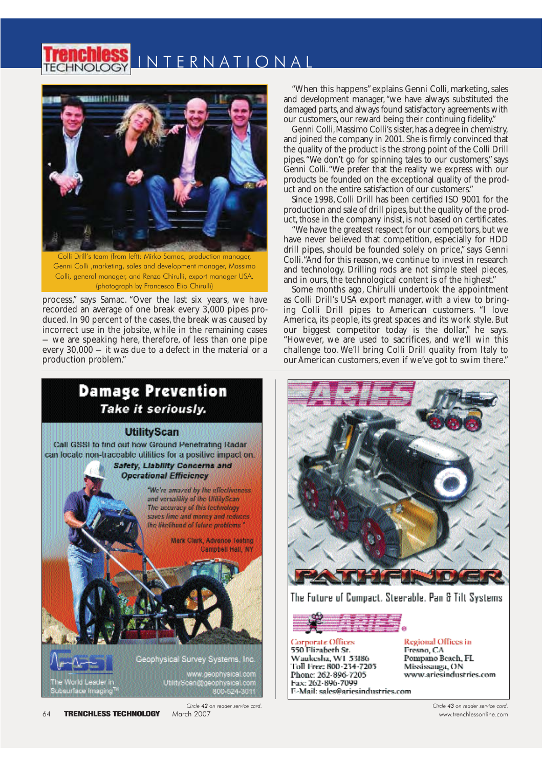Colli Drill's team (from left): Mirko Samac, production manager, Genni Colli ,marketing, sales and development manager, Massimo Colli, general manager, and Renzo Chirulli, export manager USA. (photograph by Francesco Elio Chirulli)

process," says Samac. "Over the last six years, we have recorded an average of one break every 3,000 pipes produced. In 90 percent of the cases, the break was caused by incorrect use in the jobsite, while in the remaining cases — we are speaking here, therefore, of less than one pipe every 30,000 — it was due to a defect in the material or a production problem."

"When this happens" explains Genni Colli, marketing, sales and development manager, "we have always substituted the damaged parts, and always found satisfactory agreements with our customers, our reward being their continuing fidelity."

Genni Colli, Massimo Colli's sister, has a degree in chemistry, and joined the company in 2001. She is firmly convinced that the quality of the product is the strong point of the Colli Drill pipes. "We don't go for spinning tales to our customers," says Genni Colli. "We prefer that the reality we express with our products be founded on the exceptional quality of the product and on the entire satisfaction of our customers."

Since 1998, Colli Drill has been certified ISO 9001 for the production and sale of drill pipes, but the quality of the product, those in the company insist, is not based on certificates.

"We have the greatest respect for our competitors, but we have never believed that competition, especially for HDD drill pipes, should be founded solely on price," says Genni Colli. "And for this reason, we continue to invest in research and technology. Drilling rods are not simple steel pieces, and in ours, the technological content is of the highest."

Some months ago, Chirulli undertook the appointment as Colli Drill's USA export manager, with a view to bringing Colli Drill pipes to American customers. "I love America, its people, its great spaces and its work style. But our biggest competitor today is the dollar," he says. "However, we are used to sacrifices, and we'll win this challenge too. We'll bring Colli Drill quality from Italy to our American customers, even if we've got to swim there."

Circle **42** on reader service card.

Circle **43** on reader service card.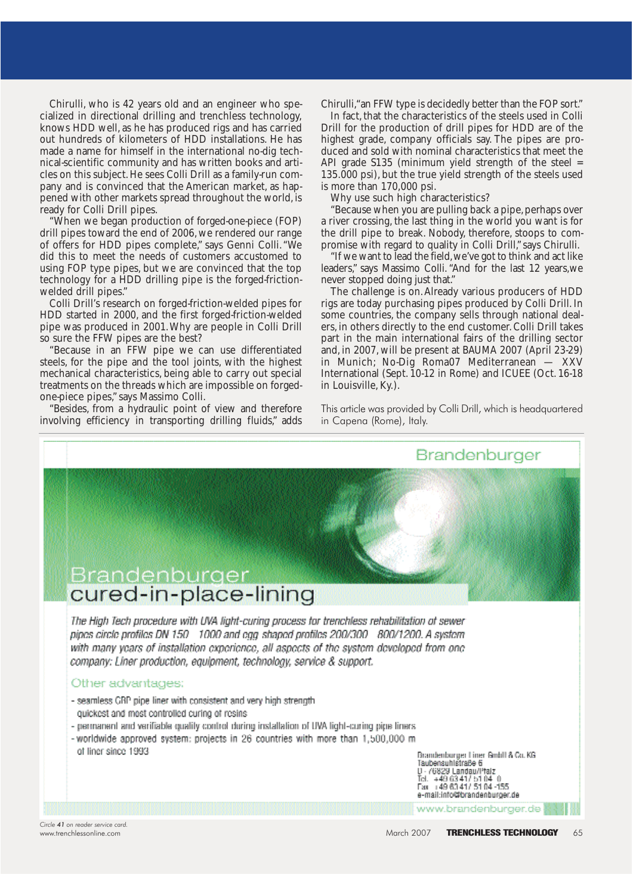Chirulli, who is 42 years old and an engineer who specialized in directional drilling and trenchless technology, knows HDD well, as he has produced rigs and has carried out hundreds of kilometers of HDD installations. He has made a name for himself in the international no-dig technical-scientific community and has written books and articles on this subject. He sees Colli Drill as a family-run company and is convinced that the American market, as happened with other markets spread throughout the world, is ready for Colli Drill pipes.

"When we began production of forged-one-piece (FOP) drill pipes toward the end of 2006, we rendered our range of offers for HDD pipes complete," says Genni Colli. "We did this to meet the needs of customers accustomed to using FOP type pipes, but we are convinced that the top technology for a HDD drilling pipe is the forged-friction-welded drill pipes."

Colli Drill's research on forged-friction-welded pipes for HDD started in 2000, and the first forged-friction-welded pipe was produced in 2001. Why are people in Colli Drill so sure the FFW pipes are the best?

"Because in an FFW pipe we can use differentiated steels, for the pipe and the tool joints, with the highest mechanical characteristics, being able to carry out special treatments on the threads which are impossible on forged-one-piece pipes," says Massimo Colli.

"Besides, from a hydraulic point of view and therefore involving efficiency in transporting drilling fluids," adds Chirulli, "an FFW type is decidedly better than the FOP sort."

In fact, that the characteristics of the steels used in Colli Drill for the production of drill pipes for HDD are of the highest grade, company officials say. The pipes are produced and sold with nominal characteristics that meet the API grade S135 (minimum yield strength of the steel = 135.000 psi), but the true yield strength of the steels used is more than 170,000 psi.

Why use such high characteristics?

"Because when you are pulling back a pipe, perhaps over a river crossing, the last thing in the world you want is for the drill pipe to break. Nobody, therefore, stoops to compromise with regard to quality in Colli Drill," says Chirulli.

"If we want to lead the field, we've got to think and act like leaders," says Massimo Colli. "And for the last 12 years, we never stopped doing just that."

The challenge is on. Already various producers of HDD rigs are today purchasing pipes produced by Colli Drill. In some countries, the company sells through national dealers, in others directly to the end customer. Colli Drill takes part in the main international fairs of the drilling sector and, in 2007, will be present at BAUMA 2007 (April 23-29) in Munich; No-Dig Roma07 Mediterranean — XXV International (Sept. 10-12 in Rome) and ICUEE (Oct. 16-18 in Louisville, Ky.).

*This article was provided by Colli Drill, which is headquartered in Capena (Rome), Italy.*

---

Brandenburger

# Brandenburger cured-in-place-lining

*The High Tech procedure with UVA light-curing process for trenchless rehabilitation of sewer pipes circle profiles DN 150 – 1000 and egg shaped profiles 200/300 – 800/1200. A system with many years of installation experience, all aspects of the system developed from one company: Liner production, equipment, technology, service & support.*

Other advantages:

- seamless GRP pipe liner with consistent and very high strength quickest and most controlled curing of resins
- permanent and verifiable quality control during installation of UVA light-curing pipe liners
- worldwide approved system: projects in 26 countries with more than 1,500,000 m of liner since 1993

Brandenburger Liner GmbH & Co. KG
Taubensuhlstraße 6
D - 76829 Landau/Pfalz
Tel. +49 63 41 / 51 04 0
Fax +49 63 41 / 51 04 -155
e-mail:info@brandenburger.de

www.brandenburger.de

*Circle 41 on reader service card.*